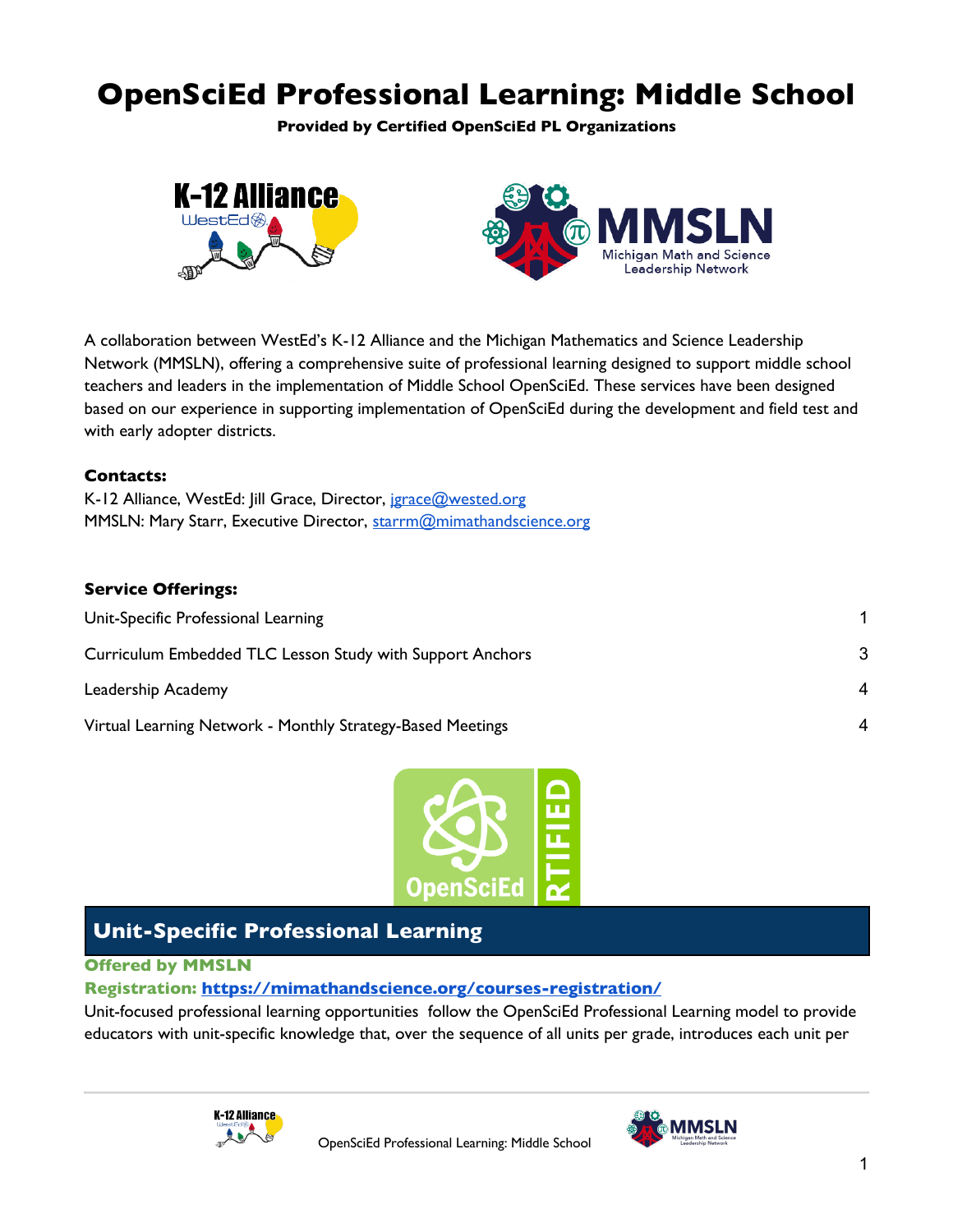# OpenSciEd Professional Learning: Middle School

**Provided by Certified OpenSciEd PL Organizations**

A collaboration between WestEd's K-12 Alliance and the Michigan Mathematics and Science Leadership Network (MMSLN), offering a comprehensive suite of professional learning designed to support middle school teachers and leaders in the implementation of Middle School OpenSciEd. These services have been designed based on our experience in supporting implementation of OpenSciEd during the development and field test and with early adopter districts.

**Contacts:**

K-12 Alliance, WestEd: Jill Grace, Director, jgrace@wested.org
MMSLN: Mary Starr, Executive Director, starrm@mimathandscience.org

**Service Offerings:**

| | |
|---|---|
| Unit-Specific Professional Learning | 1 |
| Curriculum Embedded TLC Lesson Study with Support Anchors | 3 |
| Leadership Academy | 4 |
| Virtual Learning Network - Monthly Strategy-Based Meetings | 4 |

## Unit-Specific Professional Learning

**Offered by MMSLN**

**Registration: https://mimathandscience.org/courses-registration/**

Unit-focused professional learning opportunities follow the OpenSciEd Professional Learning model to provide educators with unit-specific knowledge that, over the sequence of all units per grade, introduces each unit per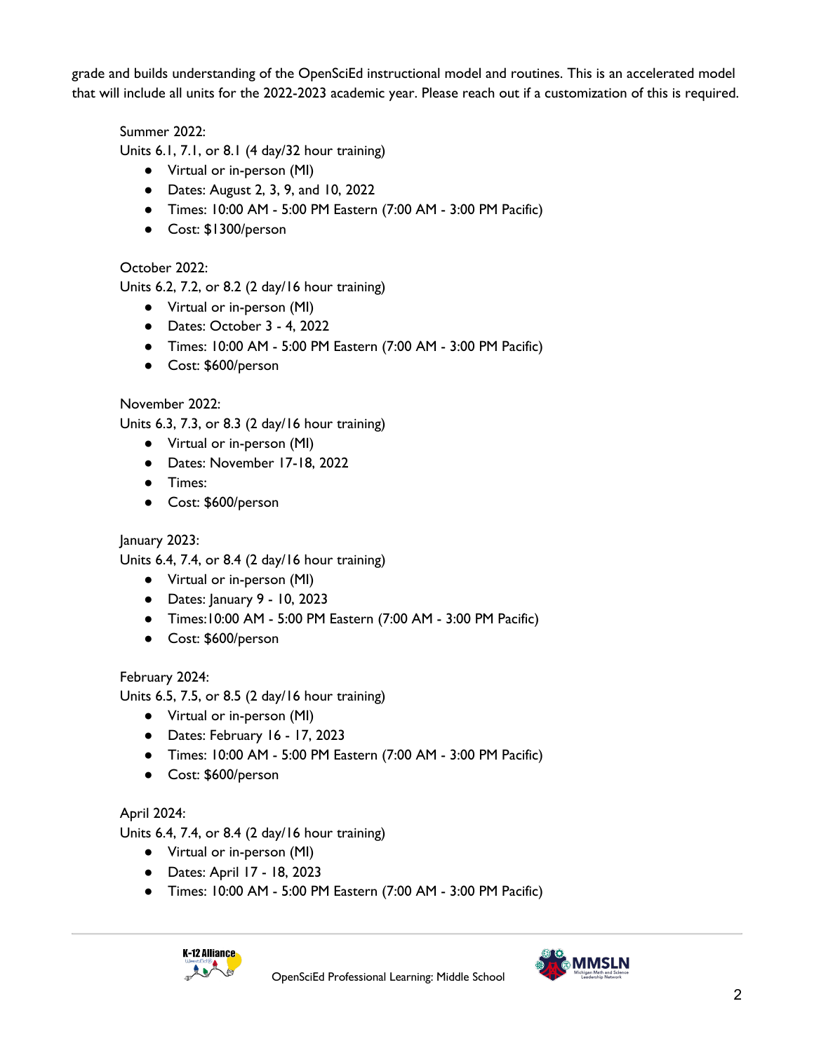grade and builds understanding of the OpenSciEd instructional model and routines. This is an accelerated model that will include all units for the 2022-2023 academic year. Please reach out if a customization of this is required.

Summer 2022:
Units 6.1, 7.1, or 8.1 (4 day/32 hour training)

- Virtual or in-person (MI)
- Dates: August 2, 3, 9, and 10, 2022
- Times: 10:00 AM - 5:00 PM Eastern (7:00 AM - 3:00 PM Pacific)
- Cost: $1300/person

October 2022:
Units 6.2, 7.2, or 8.2 (2 day/16 hour training)

- Virtual or in-person (MI)
- Dates: October 3 - 4, 2022
- Times: 10:00 AM - 5:00 PM Eastern (7:00 AM - 3:00 PM Pacific)
- Cost: $600/person

November 2022:
Units 6.3, 7.3, or 8.3 (2 day/16 hour training)

- Virtual or in-person (MI)
- Dates: November 17-18, 2022
- Times:
- Cost: $600/person

January 2023:
Units 6.4, 7.4, or 8.4 (2 day/16 hour training)

- Virtual or in-person (MI)
- Dates: January 9 - 10, 2023
- Times:10:00 AM - 5:00 PM Eastern (7:00 AM - 3:00 PM Pacific)
- Cost: $600/person

February 2024:
Units 6.5, 7.5, or 8.5 (2 day/16 hour training)

- Virtual or in-person (MI)
- Dates: February 16 - 17, 2023
- Times: 10:00 AM - 5:00 PM Eastern (7:00 AM - 3:00 PM Pacific)
- Cost: $600/person

April 2024:
Units 6.4, 7.4, or 8.4 (2 day/16 hour training)

- Virtual or in-person (MI)
- Dates: April 17 - 18, 2023
- Times: 10:00 AM - 5:00 PM Eastern (7:00 AM - 3:00 PM Pacific)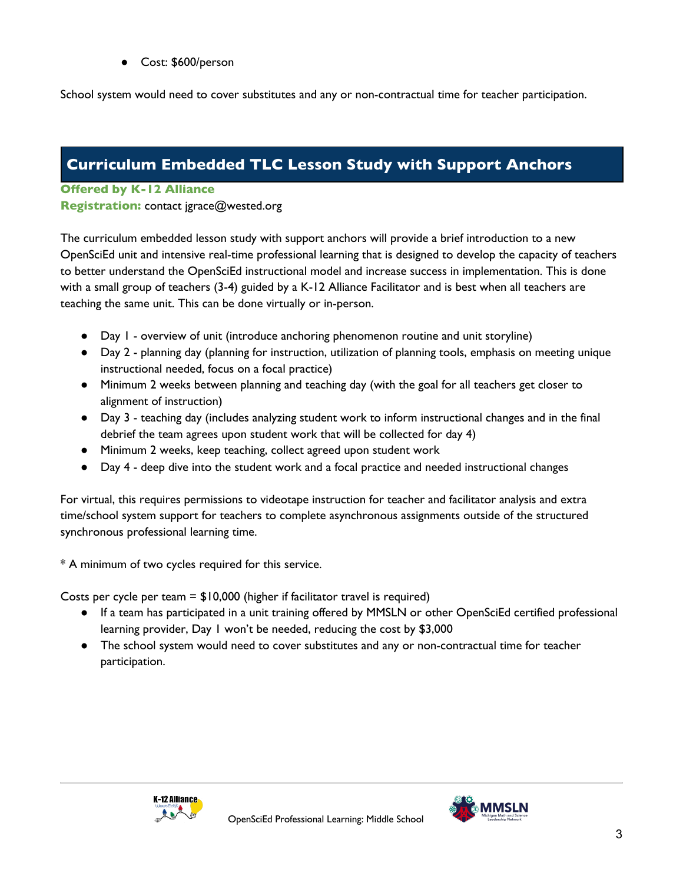- Cost: $600/person

School system would need to cover substitutes and any or non-contractual time for teacher participation.

## Curriculum Embedded TLC Lesson Study with Support Anchors

**Offered by K-12 Alliance**
**Registration:** contact jgrace@wested.org

The curriculum embedded lesson study with support anchors will provide a brief introduction to a new OpenSciEd unit and intensive real-time professional learning that is designed to develop the capacity of teachers to better understand the OpenSciEd instructional model and increase success in implementation. This is done with a small group of teachers (3-4) guided by a K-12 Alliance Facilitator and is best when all teachers are teaching the same unit. This can be done virtually or in-person.

- Day 1 - overview of unit (introduce anchoring phenomenon routine and unit storyline)
- Day 2 - planning day (planning for instruction, utilization of planning tools, emphasis on meeting unique instructional needed, focus on a focal practice)
- Minimum 2 weeks between planning and teaching day (with the goal for all teachers get closer to alignment of instruction)
- Day 3 - teaching day (includes analyzing student work to inform instructional changes and in the final debrief the team agrees upon student work that will be collected for day 4)
- Minimum 2 weeks, keep teaching, collect agreed upon student work
- Day 4 - deep dive into the student work and a focal practice and needed instructional changes

For virtual, this requires permissions to videotape instruction for teacher and facilitator analysis and extra time/school system support for teachers to complete asynchronous assignments outside of the structured synchronous professional learning time.

* A minimum of two cycles required for this service.

Costs per cycle per team = $10,000 (higher if facilitator travel is required)

- If a team has participated in a unit training offered by MMSLN or other OpenSciEd certified professional learning provider, Day 1 won't be needed, reducing the cost by $3,000
- The school system would need to cover substitutes and any or non-contractual time for teacher participation.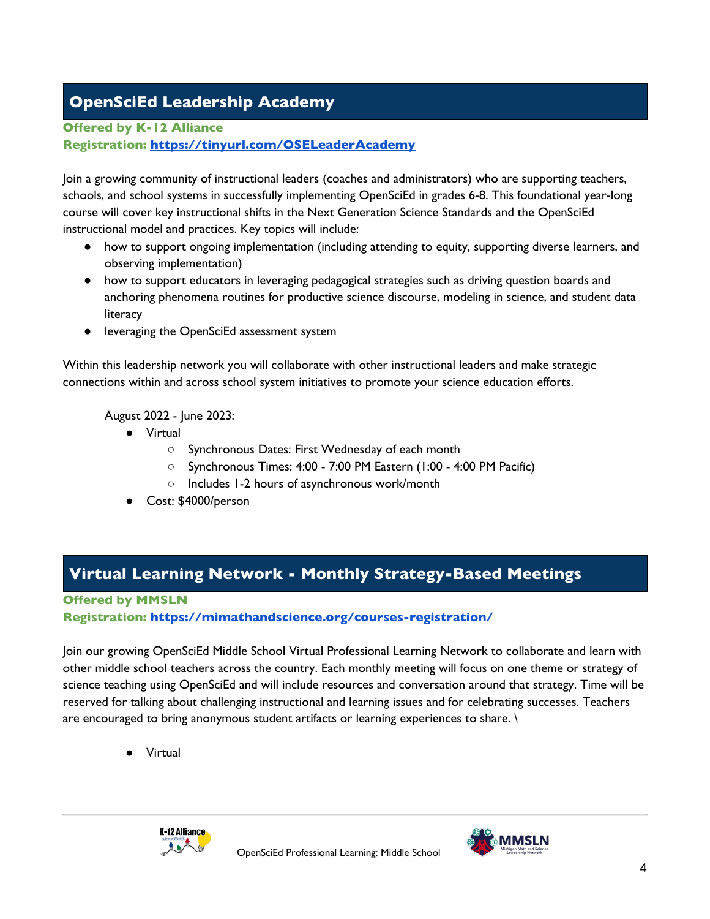## OpenSciEd Leadership Academy

**Offered by K-12 Alliance**
**Registration: https://tinyurl.com/OSELeaderAcademy**

Join a growing community of instructional leaders (coaches and administrators) who are supporting teachers, schools, and school systems in successfully implementing OpenSciEd in grades 6-8. This foundational year-long course will cover key instructional shifts in the Next Generation Science Standards and the OpenSciEd instructional model and practices. Key topics will include:

- how to support ongoing implementation (including attending to equity, supporting diverse learners, and observing implementation)
- how to support educators in leveraging pedagogical strategies such as driving question boards and anchoring phenomena routines for productive science discourse, modeling in science, and student data literacy
- leveraging the OpenSciEd assessment system

Within this leadership network you will collaborate with other instructional leaders and make strategic connections within and across school system initiatives to promote your science education efforts.

August 2022 - June 2023:

- Virtual
  - Synchronous Dates: First Wednesday of each month
  - Synchronous Times: 4:00 - 7:00 PM Eastern (1:00 - 4:00 PM Pacific)
  - Includes 1-2 hours of asynchronous work/month
- Cost: $4000/person

## Virtual Learning Network - Monthly Strategy-Based Meetings

**Offered by MMSLN**
**Registration: https://mimathandscience.org/courses-registration/**

Join our growing OpenSciEd Middle School Virtual Professional Learning Network to collaborate and learn with other middle school teachers across the country. Each monthly meeting will focus on one theme or strategy of science teaching using OpenSciEd and will include resources and conversation around that strategy. Time will be reserved for talking about challenging instructional and learning issues and for celebrating successes. Teachers are encouraged to bring anonymous student artifacts or learning experiences to share. \

- Virtual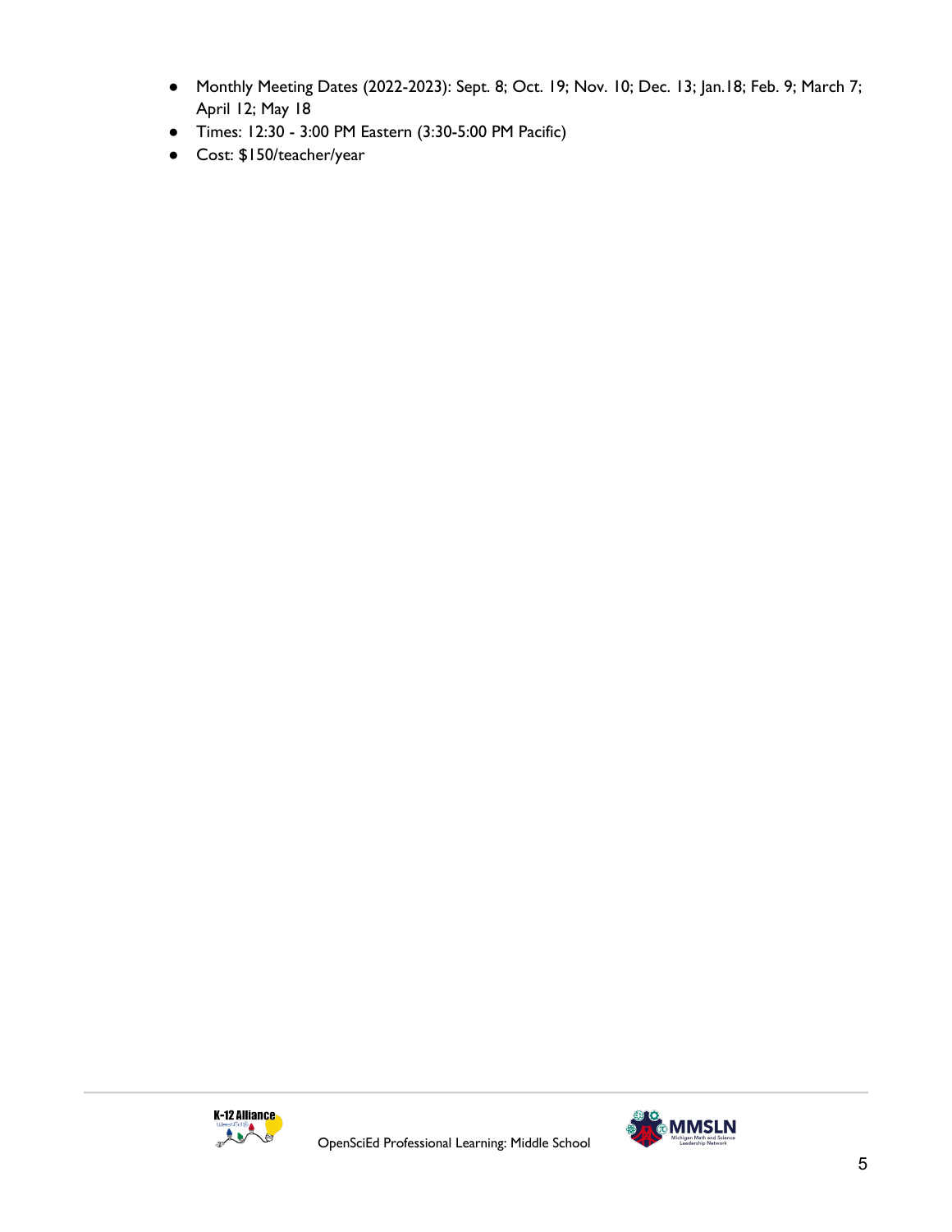- Monthly Meeting Dates (2022-2023): Sept. 8; Oct. 19; Nov. 10; Dec. 13; Jan.18; Feb. 9; March 7; April 12; May 18
- Times: 12:30 - 3:00 PM Eastern (3:30-5:00 PM Pacific)
- Cost: $150/teacher/year